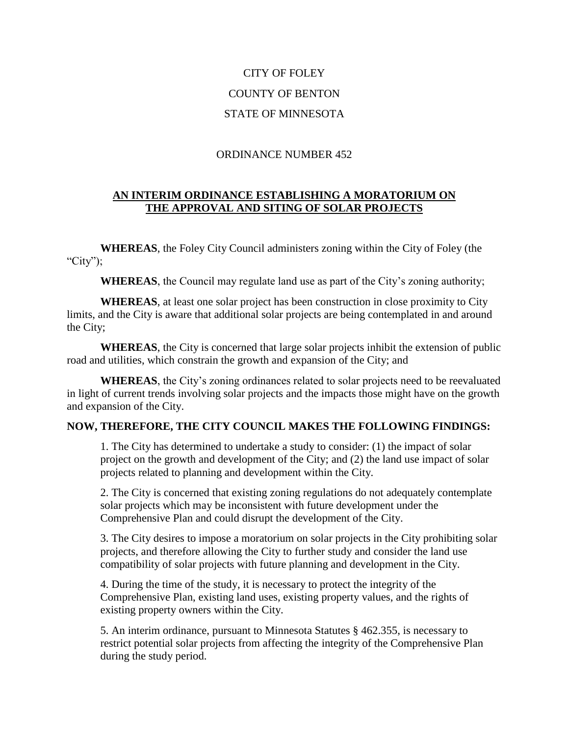CITY OF FOLEY

COUNTY OF BENTON

STATE OF MINNESOTA

ORDINANCE NUMBER 452

## AN INTERIM ORDINANCE ESTABLISHING A MORATORIUM ON THE APPROVAL AND SITING OF SOLAR PROJECTS

**WHEREAS**, the Foley City Council administers zoning within the City of Foley (the "City");

**WHEREAS**, the Council may regulate land use as part of the City's zoning authority;

**WHEREAS**, at least one solar project has been construction in close proximity to City limits, and the City is aware that additional solar projects are being contemplated in and around the City;

**WHEREAS**, the City is concerned that large solar projects inhibit the extension of public road and utilities, which constrain the growth and expansion of the City; and

**WHEREAS**, the City's zoning ordinances related to solar projects need to be reevaluated in light of current trends involving solar projects and the impacts those might have on the growth and expansion of the City.

**NOW, THEREFORE, THE CITY COUNCIL MAKES THE FOLLOWING FINDINGS:**

1. The City has determined to undertake a study to consider: (1) the impact of solar project on the growth and development of the City; and (2) the land use impact of solar projects related to planning and development within the City.

2. The City is concerned that existing zoning regulations do not adequately contemplate solar projects which may be inconsistent with future development under the Comprehensive Plan and could disrupt the development of the City.

3. The City desires to impose a moratorium on solar projects in the City prohibiting solar projects, and therefore allowing the City to further study and consider the land use compatibility of solar projects with future planning and development in the City.

4. During the time of the study, it is necessary to protect the integrity of the Comprehensive Plan, existing land uses, existing property values, and the rights of existing property owners within the City.

5. An interim ordinance, pursuant to Minnesota Statutes § 462.355, is necessary to restrict potential solar projects from affecting the integrity of the Comprehensive Plan during the study period.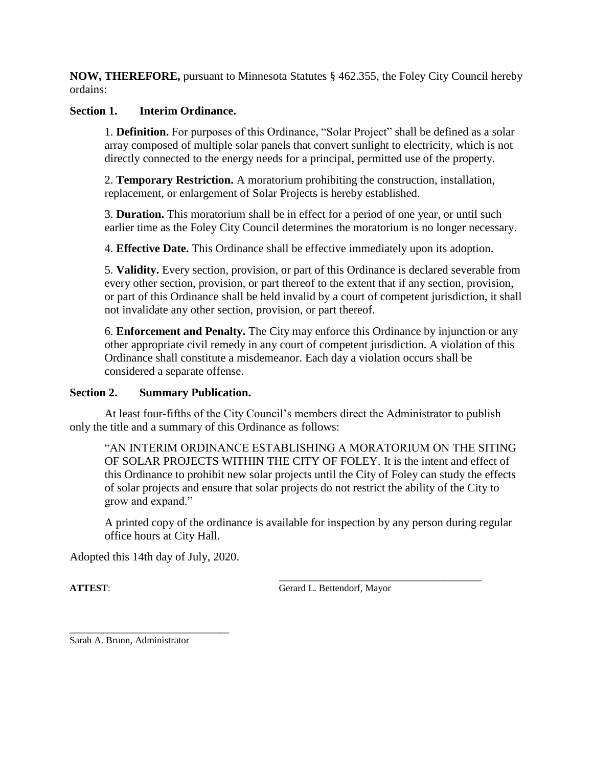**NOW, THEREFORE,** pursuant to Minnesota Statutes § 462.355, the Foley City Council hereby ordains:

**Section 1. Interim Ordinance.**

1. **Definition.** For purposes of this Ordinance, "Solar Project" shall be defined as a solar array composed of multiple solar panels that convert sunlight to electricity, which is not directly connected to the energy needs for a principal, permitted use of the property.

2. **Temporary Restriction.** A moratorium prohibiting the construction, installation, replacement, or enlargement of Solar Projects is hereby established.

3. **Duration.** This moratorium shall be in effect for a period of one year, or until such earlier time as the Foley City Council determines the moratorium is no longer necessary.

4. **Effective Date.** This Ordinance shall be effective immediately upon its adoption.

5. **Validity.** Every section, provision, or part of this Ordinance is declared severable from every other section, provision, or part thereof to the extent that if any section, provision, or part of this Ordinance shall be held invalid by a court of competent jurisdiction, it shall not invalidate any other section, provision, or part thereof.

6. **Enforcement and Penalty.** The City may enforce this Ordinance by injunction or any other appropriate civil remedy in any court of competent jurisdiction. A violation of this Ordinance shall constitute a misdemeanor. Each day a violation occurs shall be considered a separate offense.

**Section 2. Summary Publication.**

At least four-fifths of the City Council's members direct the Administrator to publish only the title and a summary of this Ordinance as follows:

> "AN INTERIM ORDINANCE ESTABLISHING A MORATORIUM ON THE SITING OF SOLAR PROJECTS WITHIN THE CITY OF FOLEY. It is the intent and effect of this Ordinance to prohibit new solar projects until the City of Foley can study the effects of solar projects and ensure that solar projects do not restrict the ability of the City to grow and expand."
>
> A printed copy of the ordinance is available for inspection by any person during regular office hours at City Hall.

Adopted this 14th day of July, 2020.

**ATTEST**:

\_\_\_\_\_\_\_\_\_\_\_\_\_\_\_\_\_\_\_\_\_\_\_\_\_\_\_\_\_\_\_\_\_\_\_\_\_\_\_\_
Gerard L. Bettendorf, Mayor

\_\_\_\_\_\_\_\_\_\_\_\_\_\_\_\_\_\_\_\_\_\_\_\_\_\_\_\_\_\_\_\_
Sarah A. Brunn, Administrator